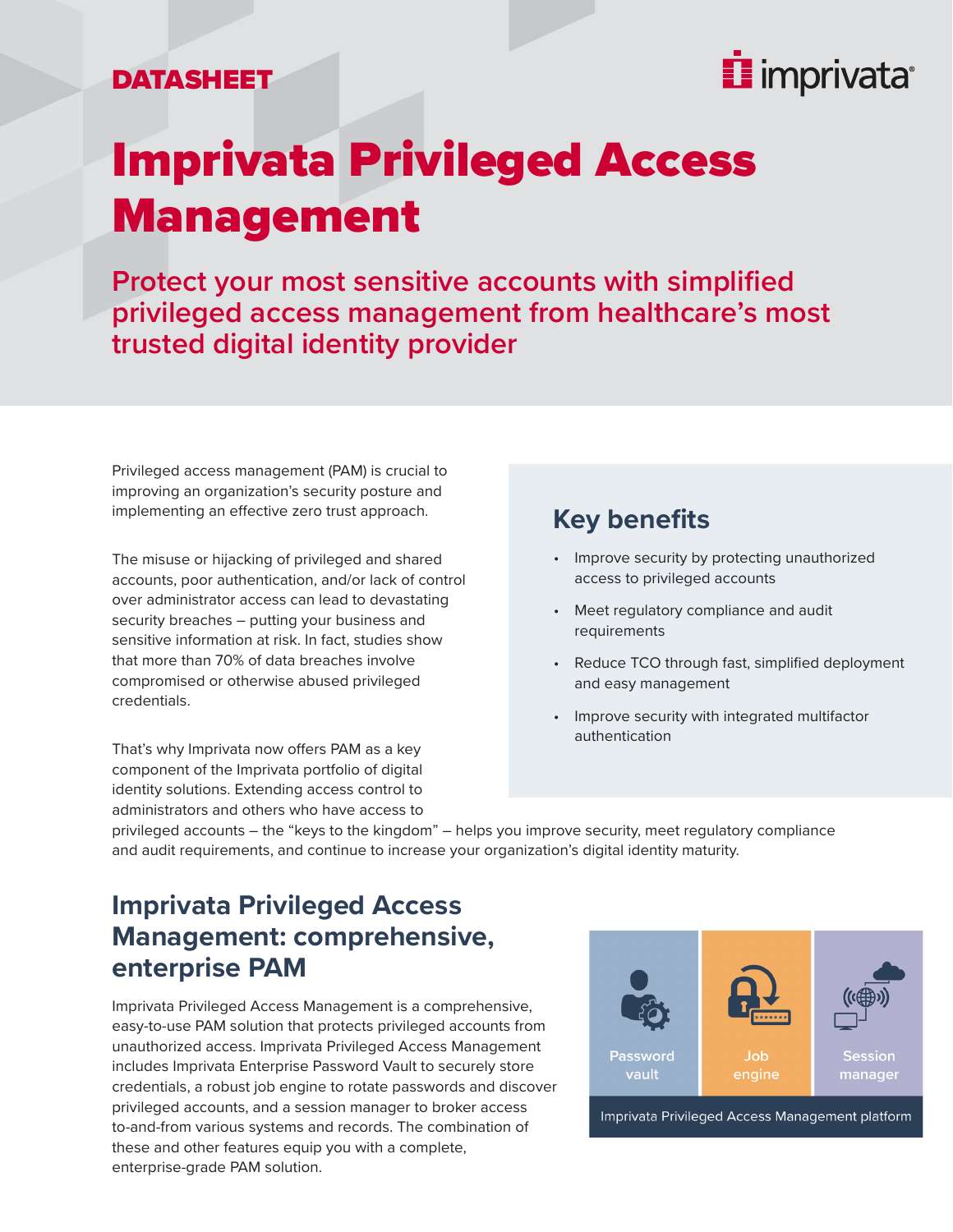DATASHEET

# Imprivata Privileged Access Management

## Protect your most sensitive accounts with simplified privileged access management from healthcare's most trusted digital identity provider

Privileged access management (PAM) is crucial to improving an organization's security posture and implementing an effective zero trust approach.

The misuse or hijacking of privileged and shared accounts, poor authentication, and/or lack of control over administrator access can lead to devastating security breaches – putting your business and sensitive information at risk. In fact, studies show that more than 70% of data breaches involve compromised or otherwise abused privileged credentials.

That's why Imprivata now offers PAM as a key component of the Imprivata portfolio of digital identity solutions. Extending access control to administrators and others who have access to privileged accounts – the "keys to the kingdom" – helps you improve security, meet regulatory compliance and audit requirements, and continue to increase your organization's digital identity maturity.

### Key benefits

- Improve security by protecting unauthorized access to privileged accounts
- Meet regulatory compliance and audit requirements
- Reduce TCO through fast, simplified deployment and easy management
- Improve security with integrated multifactor authentication

## Imprivata Privileged Access Management: comprehensive, enterprise PAM

Imprivata Privileged Access Management is a comprehensive, easy-to-use PAM solution that protects privileged accounts from unauthorized access. Imprivata Privileged Access Management includes Imprivata Enterprise Password Vault to securely store credentials, a robust job engine to rotate passwords and discover privileged accounts, and a session manager to broker access to-and-from various systems and records. The combination of these and other features equip you with a complete, enterprise-grade PAM solution.

| Password vault | Job engine | Session manager |
| --- | --- | --- |
| Imprivata Privileged Access Management platform | | |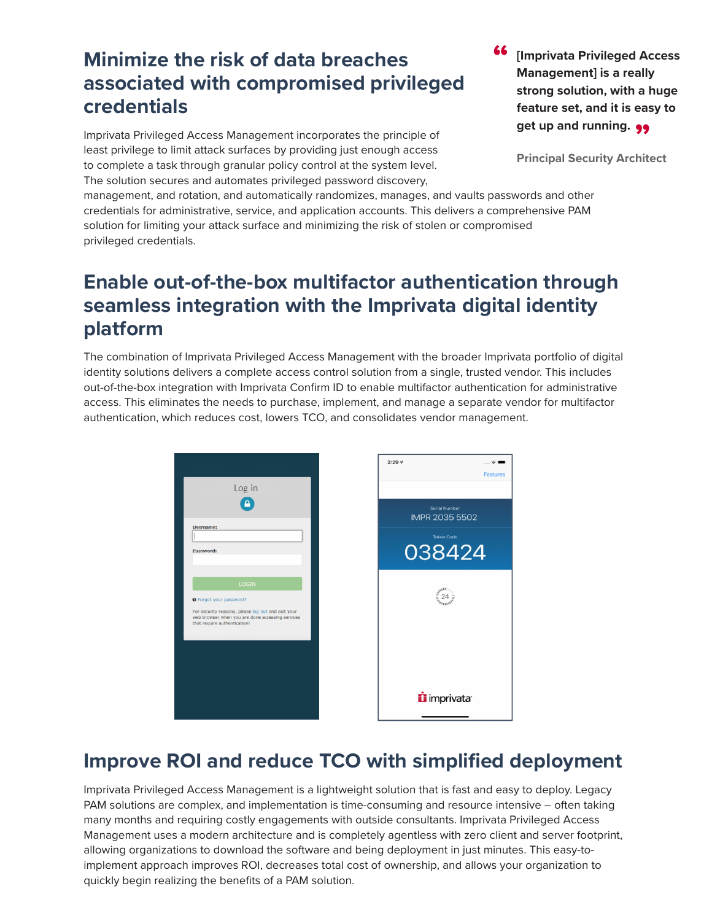## Minimize the risk of data breaches associated with compromised privileged credentials

Imprivata Privileged Access Management incorporates the principle of least privilege to limit attack surfaces by providing just enough access to complete a task through granular policy control at the system level. The solution secures and automates privileged password discovery, management, and rotation, and automatically randomizes, manages, and vaults passwords and other credentials for administrative, service, and application accounts. This delivers a comprehensive PAM solution for limiting your attack surface and minimizing the risk of stolen or compromised privileged credentials.

> **"[Imprivata Privileged Access Management] is a really strong solution, with a huge feature set, and it is easy to get up and running."**
>
> **Principal Security Architect**

## Enable out-of-the-box multifactor authentication through seamless integration with the Imprivata digital identity platform

The combination of Imprivata Privileged Access Management with the broader Imprivata portfolio of digital identity solutions delivers a complete access control solution from a single, trusted vendor. This includes out-of-the-box integration with Imprivata Confirm ID to enable multifactor authentication for administrative access. This eliminates the needs to purchase, implement, and manage a separate vendor for multifactor authentication, which reduces cost, lowers TCO, and consolidates vendor management.

## Improve ROI and reduce TCO with simplified deployment

Imprivata Privileged Access Management is a lightweight solution that is fast and easy to deploy. Legacy PAM solutions are complex, and implementation is time-consuming and resource intensive – often taking many months and requiring costly engagements with outside consultants. Imprivata Privileged Access Management uses a modern architecture and is completely agentless with zero client and server footprint, allowing organizations to download the software and being deployment in just minutes. This easy-to-implement approach improves ROI, decreases total cost of ownership, and allows your organization to quickly begin realizing the benefits of a PAM solution.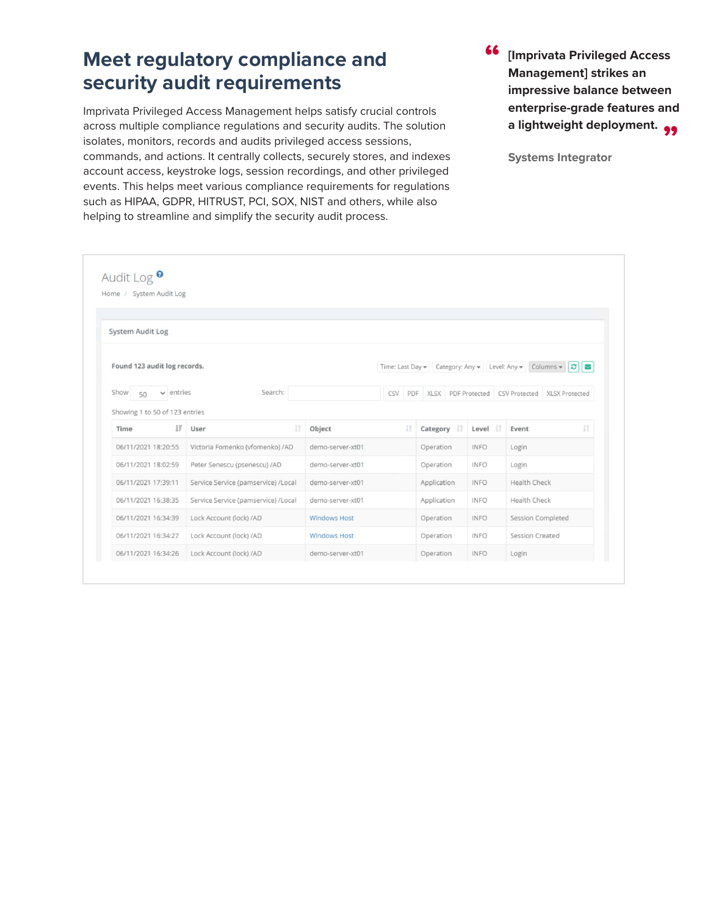# Meet regulatory compliance and security audit requirements

Imprivata Privileged Access Management helps satisfy crucial controls across multiple compliance regulations and security audits. The solution isolates, monitors, records and audits privileged access sessions, commands, and actions. It centrally collects, securely stores, and indexes account access, keystroke logs, session recordings, and other privileged events. This helps meet various compliance requirements for regulations such as HIPAA, GDPR, HITRUST, PCI, SOX, NIST and others, while also helping to streamline and simplify the security audit process.

> **[Imprivata Privileged Access Management] strikes an impressive balance between enterprise-grade features and a lightweight deployment.**
>
> Systems Integrator

Audit Log

Home / System Audit Log

System Audit Log

**Found 123 audit log records.**

Time: Last Day | Category: Any | Level: Any | Columns

Show 50 entries | Search:

CSV | PDF | XLSX | PDF Protected | CSV Protected | XLSX Protected

Showing 1 to 50 of 123 entries

| Time | User | Object | Category | Level | Event |
|---|---|---|---|---|---|
| 06/11/2021 18:20:55 | Victoria Fomenko (vfomenko) /AD | demo-server-xt01 | Operation | INFO | Login |
| 06/11/2021 18:02:59 | Peter Senescu (psenescu) /AD | demo-server-xt01 | Operation | INFO | Login |
| 06/11/2021 17:39:11 | Service Service (pamservice) /Local | demo-server-xt01 | Application | INFO | Health Check |
| 06/11/2021 16:38:35 | Service Service (pamservice) /Local | demo-server-xt01 | Application | INFO | Health Check |
| 06/11/2021 16:34:39 | Lock Account (lock) /AD | Windows Host | Operation | INFO | Session Completed |
| 06/11/2021 16:34:27 | Lock Account (lock) /AD | Windows Host | Operation | INFO | Session Created |
| 06/11/2021 16:34:26 | Lock Account (lock) /AD | demo-server-xt01 | Operation | INFO | Login |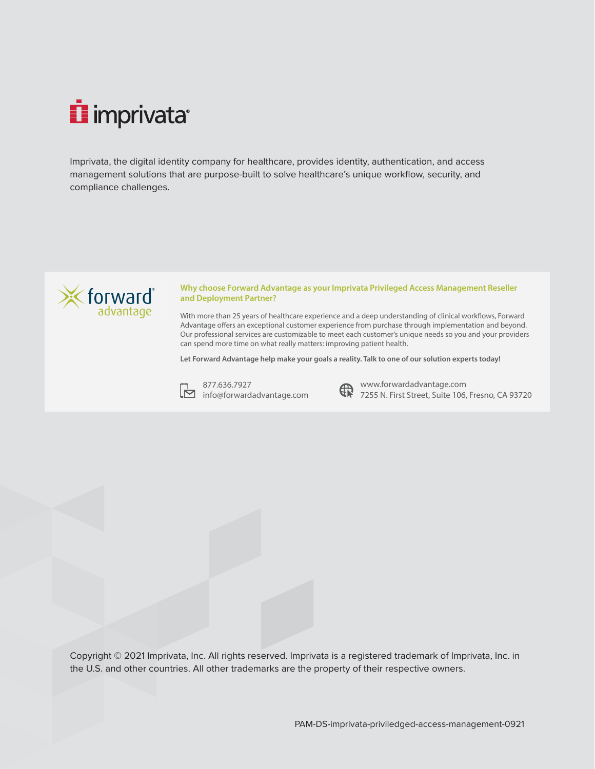**imprivata**

Imprivata, the digital identity company for healthcare, provides identity, authentication, and access management solutions that are purpose-built to solve healthcare's unique workflow, security, and compliance challenges.

**forward advantage**

### Why choose Forward Advantage as your Imprivata Privileged Access Management Reseller and Deployment Partner?

With more than 25 years of healthcare experience and a deep understanding of clinical workflows, Forward Advantage offers an exceptional customer experience from purchase through implementation and beyond. Our professional services are customizable to meet each customer's unique needs so you and your providers can spend more time on what really matters: improving patient health.

**Let Forward Advantage help make your goals a reality. Talk to one of our solution experts today!**

877.636.7927
info@forwardadvantage.com

www.forwardadvantage.com
7255 N. First Street, Suite 106, Fresno, CA 93720

Copyright © 2021 Imprivata, Inc. All rights reserved. Imprivata is a registered trademark of Imprivata, Inc. in the U.S. and other countries. All other trademarks are the property of their respective owners.

PAM-DS-imprivata-priviledged-access-management-0921